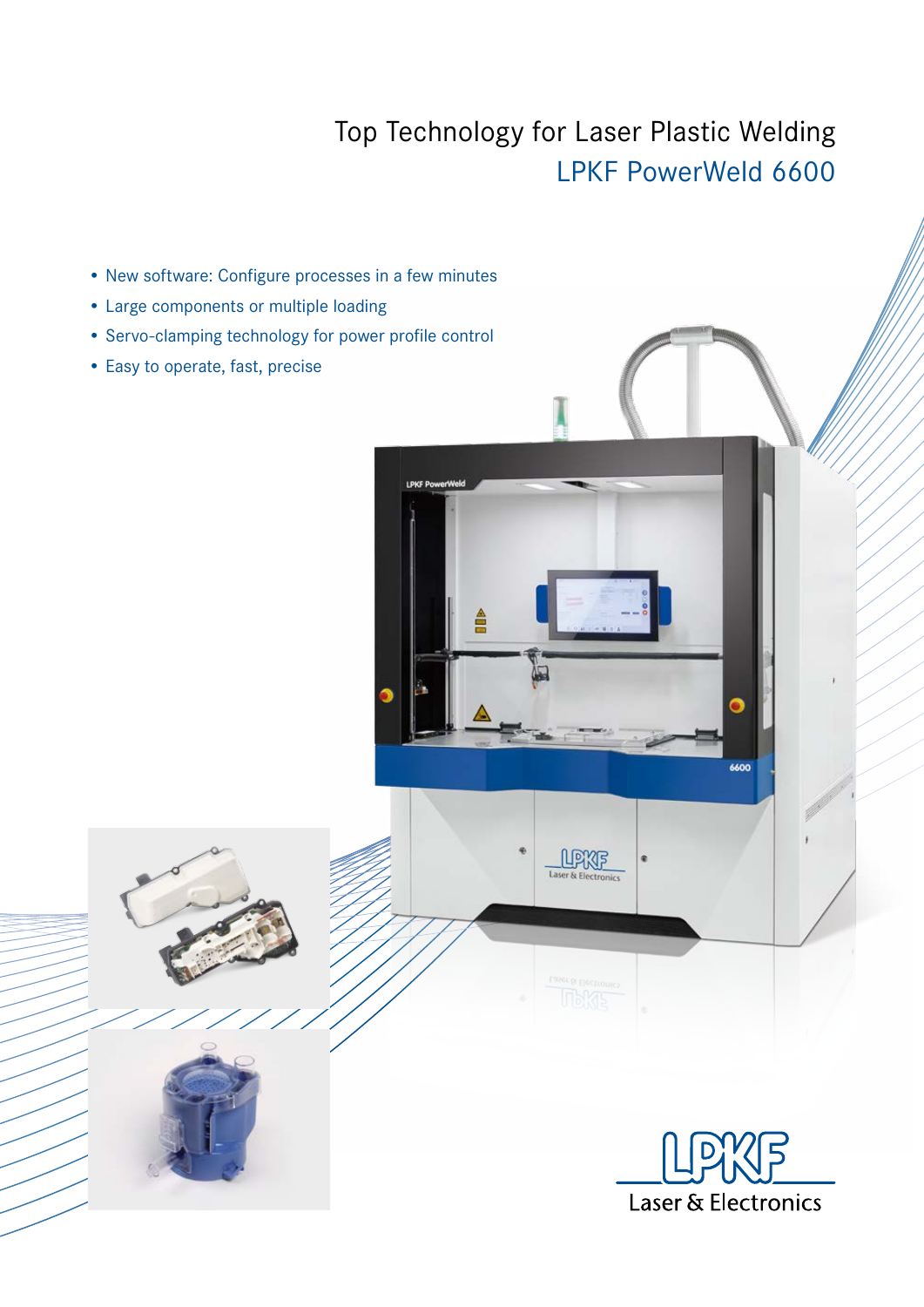# Top Technology for Laser Plastic Welding

## LPKF PowerWeld 6600

- New software: Configure processes in a few minutes
- Large components or multiple loading
- Servo-clamping technology for power profile control
- Easy to operate, fast, precise

LPKF Laser & Electronics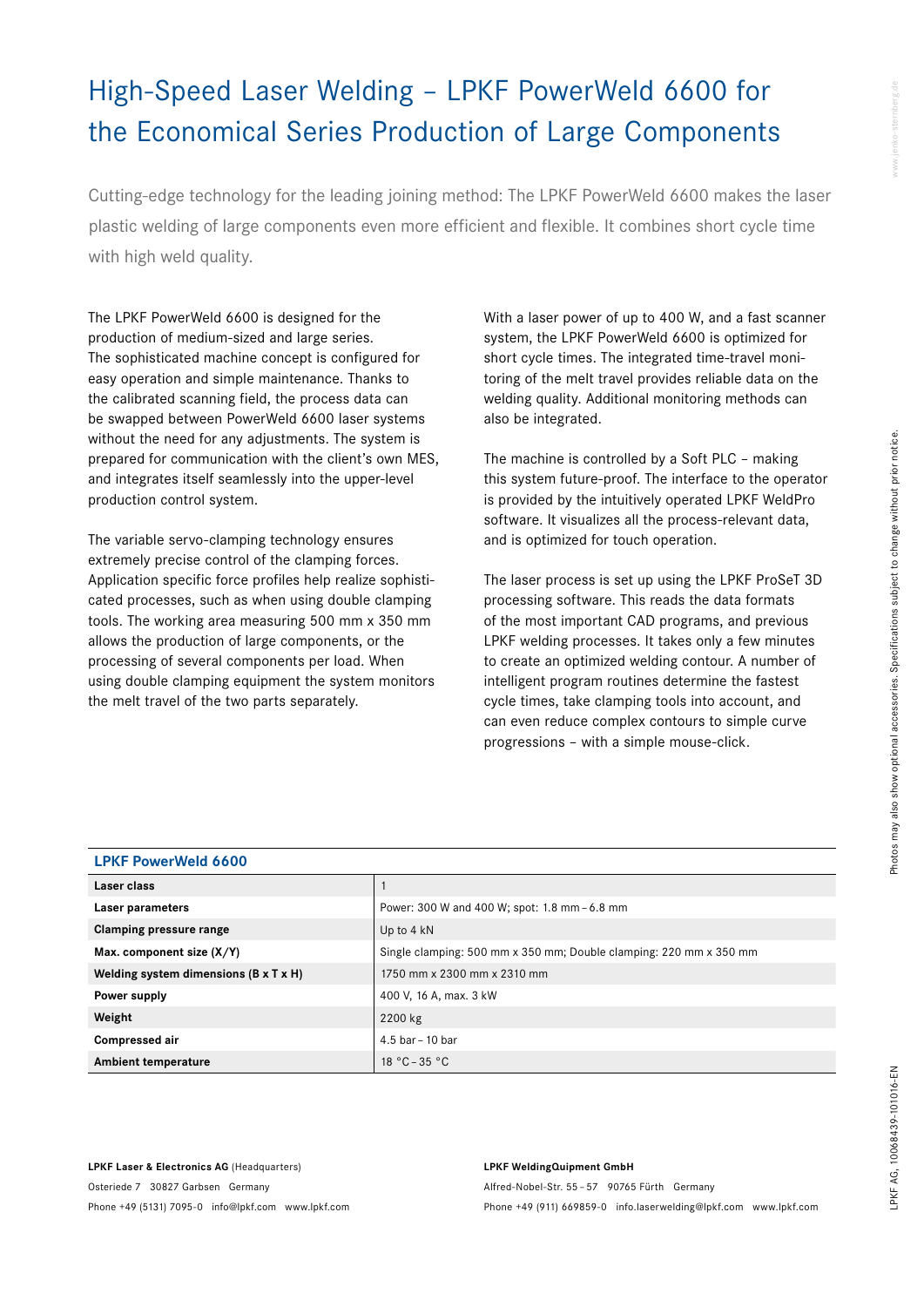# High-Speed Laser Welding – LPKF PowerWeld 6600 for the Economical Series Production of Large Components

Cutting-edge technology for the leading joining method: The LPKF PowerWeld 6600 makes the laser plastic welding of large components even more efficient and flexible. It combines short cycle time with high weld quality.

The LPKF PowerWeld 6600 is designed for the production of medium-sized and large series. The sophisticated machine concept is configured for easy operation and simple maintenance. Thanks to the calibrated scanning field, the process data can be swapped between PowerWeld 6600 laser systems without the need for any adjustments. The system is prepared for communication with the client's own MES, and integrates itself seamlessly into the upper-level production control system.

The variable servo-clamping technology ensures extremely precise control of the clamping forces. Application specific force profiles help realize sophisticated processes, such as when using double clamping tools. The working area measuring 500 mm x 350 mm allows the production of large components, or the processing of several components per load. When using double clamping equipment the system monitors the melt travel of the two parts separately.

With a laser power of up to 400 W, and a fast scanner system, the LPKF PowerWeld 6600 is optimized for short cycle times. The integrated time-travel monitoring of the melt travel provides reliable data on the welding quality. Additional monitoring methods can also be integrated.

The machine is controlled by a Soft PLC – making this system future-proof. The interface to the operator is provided by the intuitively operated LPKF WeldPro software. It visualizes all the process-relevant data, and is optimized for touch operation.

The laser process is set up using the LPKF ProSeT 3D processing software. This reads the data formats of the most important CAD programs, and previous LPKF welding processes. It takes only a few minutes to create an optimized welding contour. A number of intelligent program routines determine the fastest cycle times, take clamping tools into account, and can even reduce complex contours to simple curve progressions – with a simple mouse-click.

| LPKF PowerWeld 6600 | |
|---|---|
| **Laser class** | 1 |
| **Laser parameters** | Power: 300 W and 400 W; spot: 1.8 mm – 6.8 mm |
| **Clamping pressure range** | Up to 4 kN |
| **Max. component size (X/Y)** | Single clamping: 500 mm x 350 mm; Double clamping: 220 mm x 350 mm |
| **Welding system dimensions (B x T x H)** | 1750 mm x 2300 mm x 2310 mm |
| **Power supply** | 400 V, 16 A, max. 3 kW |
| **Weight** | 2200 kg |
| **Compressed air** | 4.5 bar – 10 bar |
| **Ambient temperature** | 18 °C – 35 °C |

**LPKF Laser & Electronics AG** (Headquarters)
Osteriede 7 30827 Garbsen Germany
Phone +49 (5131) 7095-0 info@lpkf.com www.lpkf.com

**LPKF WeldingQuipment GmbH**
Alfred-Nobel-Str. 55 – 57 90765 Fürth Germany
Phone +49 (911) 669859-0 info.laserwelding@lpkf.com www.lpkf.com

Photos may also show optional accessories. Specifications subject to change without prior notice.

LPKF AG, 10068439-101016-EN

www.jenko-sternberg.de